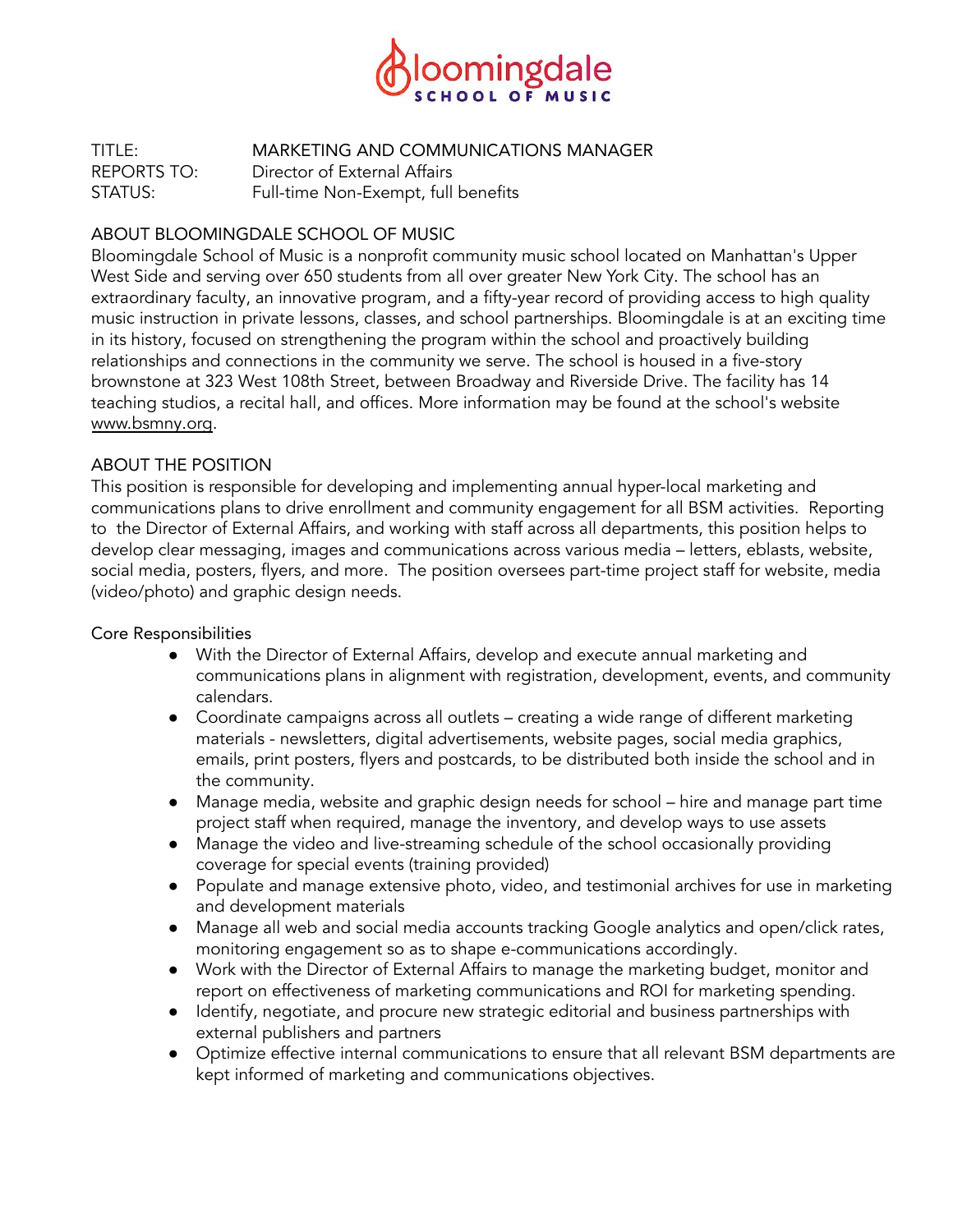Bloomingdale SCHOOL OF MUSIC

TITLE: MARKETING AND COMMUNICATIONS MANAGER
REPORTS TO: Director of External Affairs
STATUS: Full-time Non-Exempt, full benefits

## ABOUT BLOOMINGDALE SCHOOL OF MUSIC

Bloomingdale School of Music is a nonprofit community music school located on Manhattan's Upper West Side and serving over 650 students from all over greater New York City. The school has an extraordinary faculty, an innovative program, and a fifty-year record of providing access to high quality music instruction in private lessons, classes, and school partnerships. Bloomingdale is at an exciting time in its history, focused on strengthening the program within the school and proactively building relationships and connections in the community we serve. The school is housed in a five-story brownstone at 323 West 108th Street, between Broadway and Riverside Drive. The facility has 14 teaching studios, a recital hall, and offices. More information may be found at the school's website www.bsmny.org.

## ABOUT THE POSITION

This position is responsible for developing and implementing annual hyper-local marketing and communications plans to drive enrollment and community engagement for all BSM activities. Reporting to the Director of External Affairs, and working with staff across all departments, this position helps to develop clear messaging, images and communications across various media – letters, eblasts, website, social media, posters, flyers, and more. The position oversees part-time project staff for website, media (video/photo) and graphic design needs.

### Core Responsibilities

- With the Director of External Affairs, develop and execute annual marketing and communications plans in alignment with registration, development, events, and community calendars.
- Coordinate campaigns across all outlets – creating a wide range of different marketing materials - newsletters, digital advertisements, website pages, social media graphics, emails, print posters, flyers and postcards, to be distributed both inside the school and in the community.
- Manage media, website and graphic design needs for school – hire and manage part time project staff when required, manage the inventory, and develop ways to use assets
- Manage the video and live-streaming schedule of the school occasionally providing coverage for special events (training provided)
- Populate and manage extensive photo, video, and testimonial archives for use in marketing and development materials
- Manage all web and social media accounts tracking Google analytics and open/click rates, monitoring engagement so as to shape e-communications accordingly.
- Work with the Director of External Affairs to manage the marketing budget, monitor and report on effectiveness of marketing communications and ROI for marketing spending.
- Identify, negotiate, and procure new strategic editorial and business partnerships with external publishers and partners
- Optimize effective internal communications to ensure that all relevant BSM departments are kept informed of marketing and communications objectives.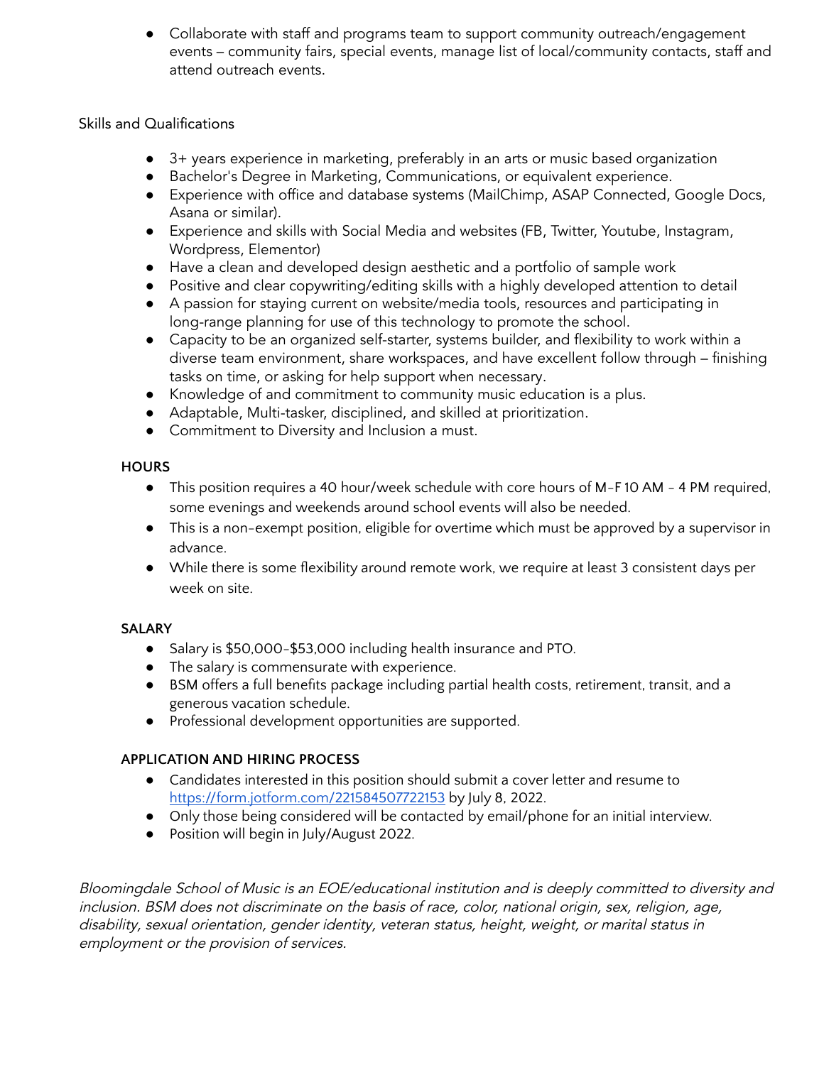- Collaborate with staff and programs team to support community outreach/engagement events – community fairs, special events, manage list of local/community contacts, staff and attend outreach events.

Skills and Qualifications

- 3+ years experience in marketing, preferably in an arts or music based organization
- Bachelor's Degree in Marketing, Communications, or equivalent experience.
- Experience with office and database systems (MailChimp, ASAP Connected, Google Docs, Asana or similar).
- Experience and skills with Social Media and websites (FB, Twitter, Youtube, Instagram, Wordpress, Elementor)
- Have a clean and developed design aesthetic and a portfolio of sample work
- Positive and clear copywriting/editing skills with a highly developed attention to detail
- A passion for staying current on website/media tools, resources and participating in long-range planning for use of this technology to promote the school.
- Capacity to be an organized self-starter, systems builder, and flexibility to work within a diverse team environment, share workspaces, and have excellent follow through – finishing tasks on time, or asking for help support when necessary.
- Knowledge of and commitment to community music education is a plus.
- Adaptable, Multi-tasker, disciplined, and skilled at prioritization.
- Commitment to Diversity and Inclusion a must.

**HOURS**

- This position requires a 40 hour/week schedule with core hours of M-F 10 AM - 4 PM required, some evenings and weekends around school events will also be needed.
- This is a non-exempt position, eligible for overtime which must be approved by a supervisor in advance.
- While there is some flexibility around remote work, we require at least 3 consistent days per week on site.

**SALARY**

- Salary is $50,000-$53,000 including health insurance and PTO.
- The salary is commensurate with experience.
- BSM offers a full benefits package including partial health costs, retirement, transit, and a generous vacation schedule.
- Professional development opportunities are supported.

**APPLICATION AND HIRING PROCESS**

- Candidates interested in this position should submit a cover letter and resume to [https://form.jotform.com/221584507722153](https://form.jotform.com/221584507722153) by July 8, 2022.
- Only those being considered will be contacted by email/phone for an initial interview.
- Position will begin in July/August 2022.

*Bloomingdale School of Music is an EOE/educational institution and is deeply committed to diversity and inclusion. BSM does not discriminate on the basis of race, color, national origin, sex, religion, age, disability, sexual orientation, gender identity, veteran status, height, weight, or marital status in employment or the provision of services.*